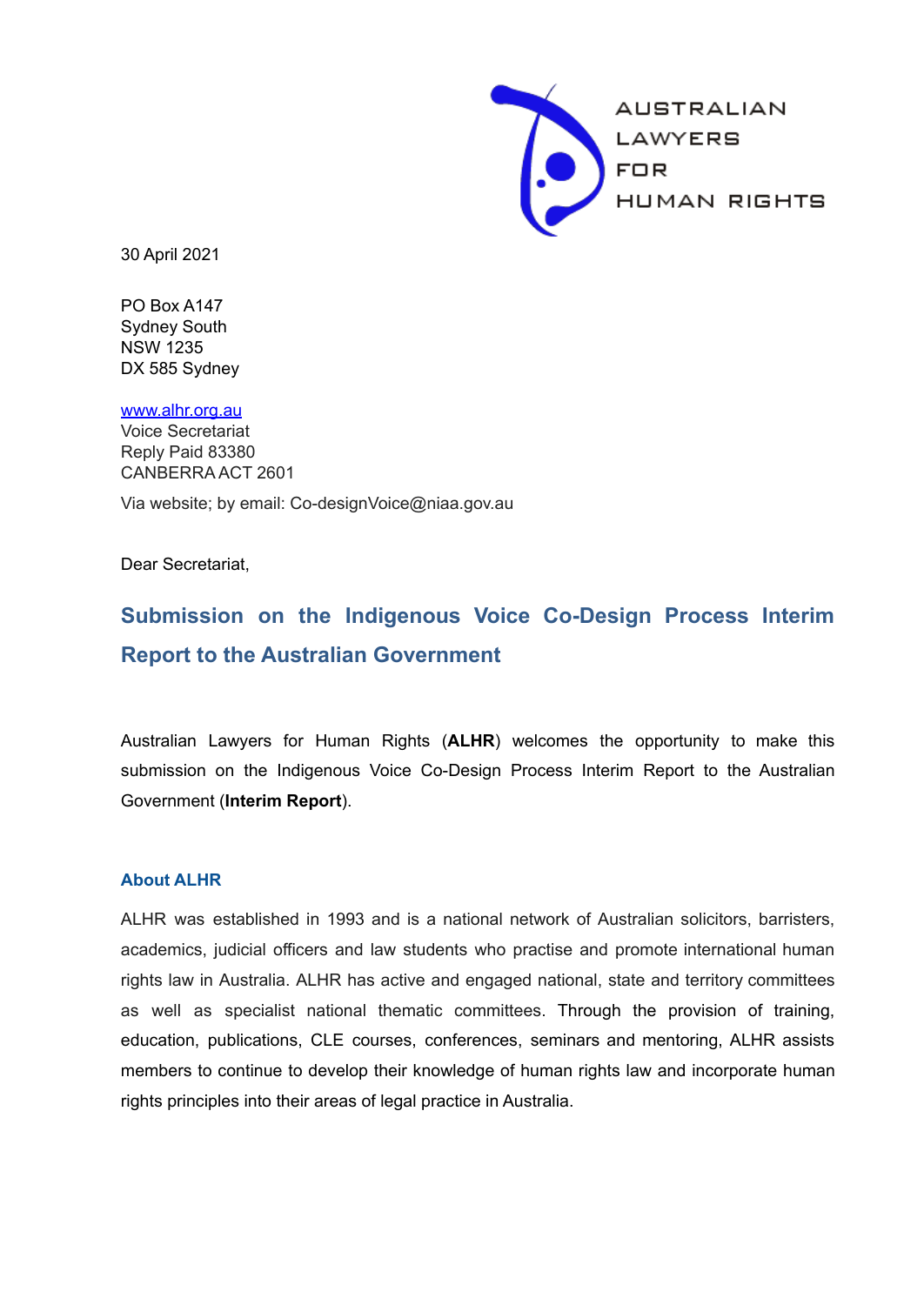AUSTRALIAN
LAWYERS
FOR
HUMAN RIGHTS

30 April 2021

PO Box A147
Sydney South
NSW 1235
DX 585 Sydney

www.alhr.org.au

Voice Secretariat
Reply Paid 83380
CANBERRA ACT 2601

Via website; by email: Co-designVoice@niaa.gov.au

Dear Secretariat,

# Submission on the Indigenous Voice Co-Design Process Interim Report to the Australian Government

Australian Lawyers for Human Rights (**ALHR**) welcomes the opportunity to make this submission on the Indigenous Voice Co-Design Process Interim Report to the Australian Government (**Interim Report**).

## About ALHR

ALHR was established in 1993 and is a national network of Australian solicitors, barristers, academics, judicial officers and law students who practise and promote international human rights law in Australia. ALHR has active and engaged national, state and territory committees as well as specialist national thematic committees. Through the provision of training, education, publications, CLE courses, conferences, seminars and mentoring, ALHR assists members to continue to develop their knowledge of human rights law and incorporate human rights principles into their areas of legal practice in Australia.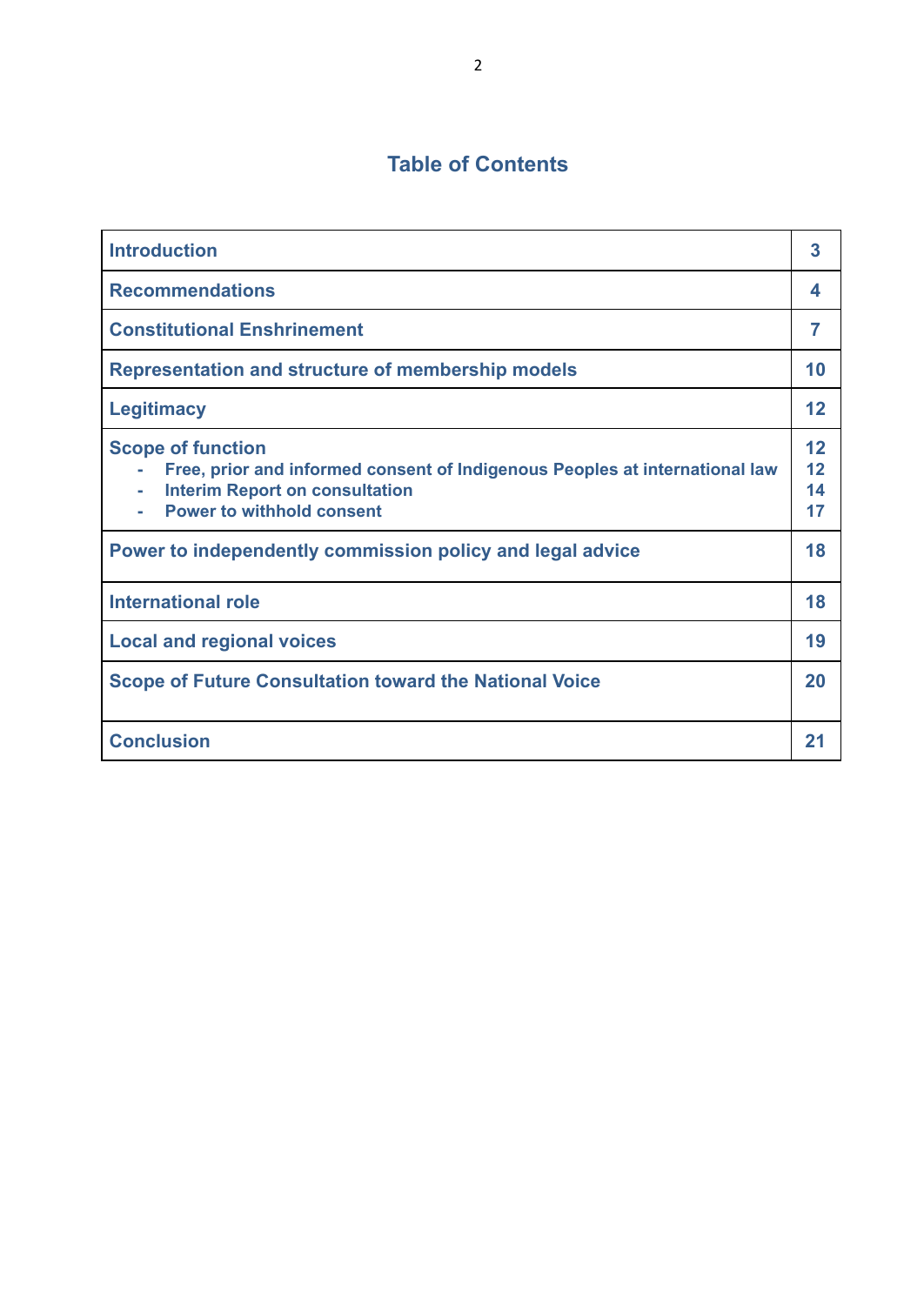## Table of Contents

| | |
|---|---|
| **Introduction** | **3** |
| **Recommendations** | **4** |
| **Constitutional Enshrinement** | **7** |
| **Representation and structure of membership models** | **10** |
| **Legitimacy** | **12** |
| **Scope of function**<br>- **Free, prior and informed consent of Indigenous Peoples at international law**<br>- **Interim Report on consultation**<br>- **Power to withhold consent** | **12**<br>**12**<br>**14**<br>**17** |
| **Power to independently commission policy and legal advice** | **18** |
| **International role** | **18** |
| **Local and regional voices** | **19** |
| **Scope of Future Consultation toward the National Voice** | **20** |
| **Conclusion** | **21** |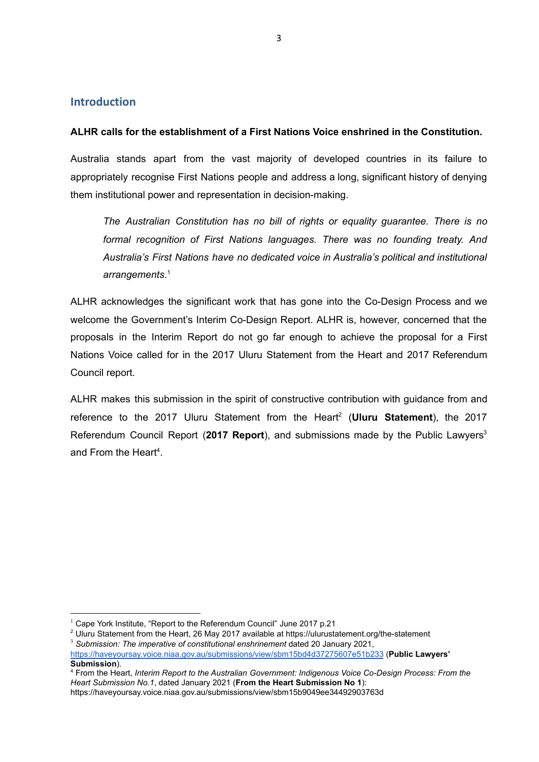## Introduction

**ALHR calls for the establishment of a First Nations Voice enshrined in the Constitution.**

Australia stands apart from the vast majority of developed countries in its failure to appropriately recognise First Nations people and address a long, significant history of denying them institutional power and representation in decision-making.

> *The Australian Constitution has no bill of rights or equality guarantee. There is no formal recognition of First Nations languages. There was no founding treaty. And Australia's First Nations have no dedicated voice in Australia's political and institutional arrangements*.[1]

ALHR acknowledges the significant work that has gone into the Co-Design Process and we welcome the Government's Interim Co-Design Report. ALHR is, however, concerned that the proposals in the Interim Report do not go far enough to achieve the proposal for a First Nations Voice called for in the 2017 Uluru Statement from the Heart and 2017 Referendum Council report.

ALHR makes this submission in the spirit of constructive contribution with guidance from and reference to the 2017 Uluru Statement from the Heart[2] (**Uluru Statement**), the 2017 Referendum Council Report (**2017 Report**), and submissions made by the Public Lawyers[3] and From the Heart[4].

---

[1] Cape York Institute, "Report to the Referendum Council" June 2017 p.21

[2] Uluru Statement from the Heart, 26 May 2017 available at https://ulurustatement.org/the-statement

[3] *Submission: The imperative of constitutional enshrinement* dated 20 January 2021, https://haveyoursay.voice.niaa.gov.au/submissions/view/sbm15bd4d37275607e51b233 (**Public Lawyers' Submission**).

[4] From the Heart, *Interim Report to the Australian Government: Indigenous Voice Co-Design Process: From the Heart Submission No.1*, dated January 2021 (**From the Heart Submission No 1**): https://haveyoursay.voice.niaa.gov.au/submissions/view/sbm15b9049ee34492903763d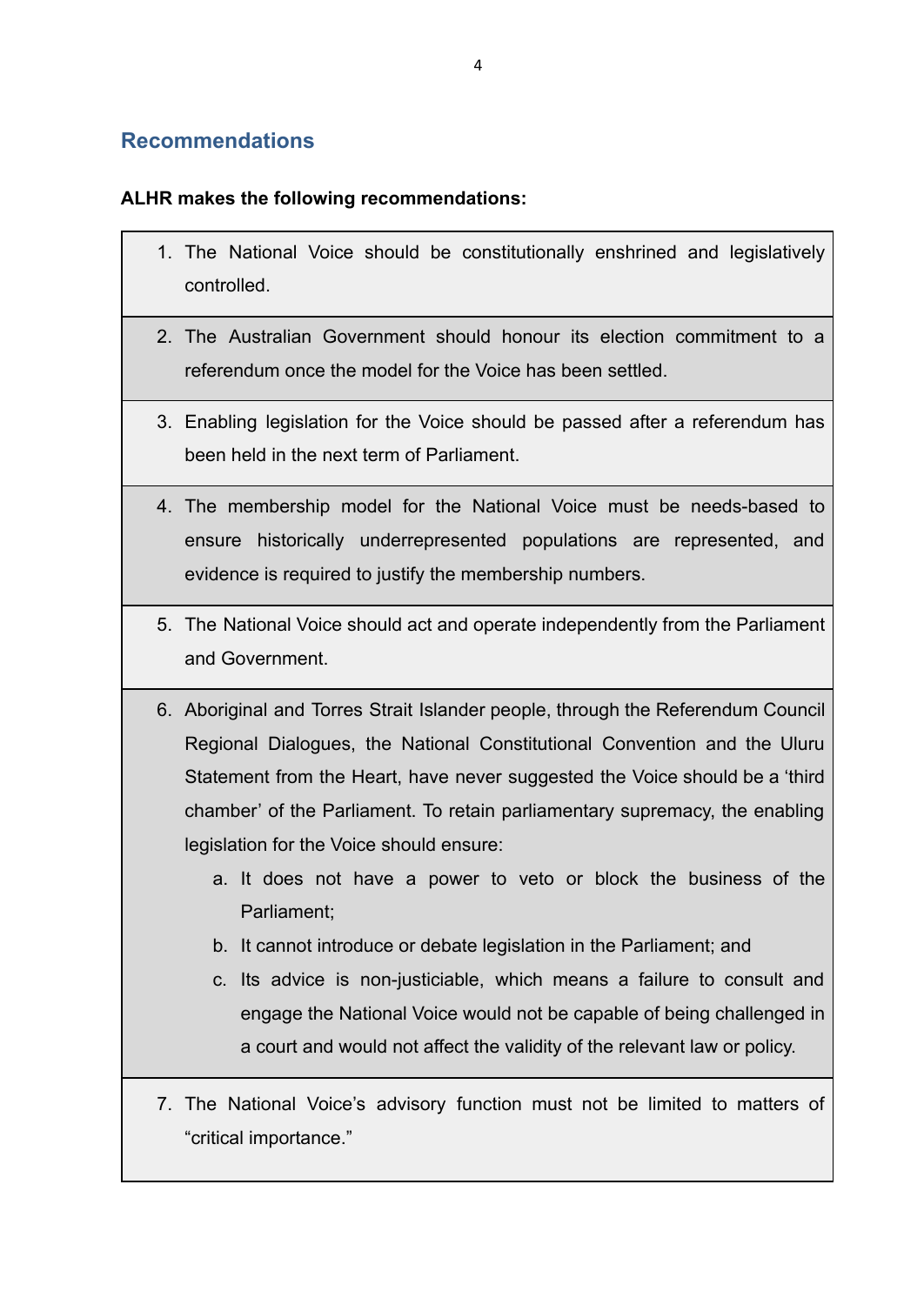## Recommendations

**ALHR makes the following recommendations:**

1. The National Voice should be constitutionally enshrined and legislatively controlled.

2. The Australian Government should honour its election commitment to a referendum once the model for the Voice has been settled.

3. Enabling legislation for the Voice should be passed after a referendum has been held in the next term of Parliament.

4. The membership model for the National Voice must be needs-based to ensure historically underrepresented populations are represented, and evidence is required to justify the membership numbers.

5. The National Voice should act and operate independently from the Parliament and Government.

6. Aboriginal and Torres Strait Islander people, through the Referendum Council Regional Dialogues, the National Constitutional Convention and the Uluru Statement from the Heart, have never suggested the Voice should be a 'third chamber' of the Parliament. To retain parliamentary supremacy, the enabling legislation for the Voice should ensure:
   a. It does not have a power to veto or block the business of the Parliament;
   b. It cannot introduce or debate legislation in the Parliament; and
   c. Its advice is non-justiciable, which means a failure to consult and engage the National Voice would not be capable of being challenged in a court and would not affect the validity of the relevant law or policy.

7. The National Voice's advisory function must not be limited to matters of "critical importance."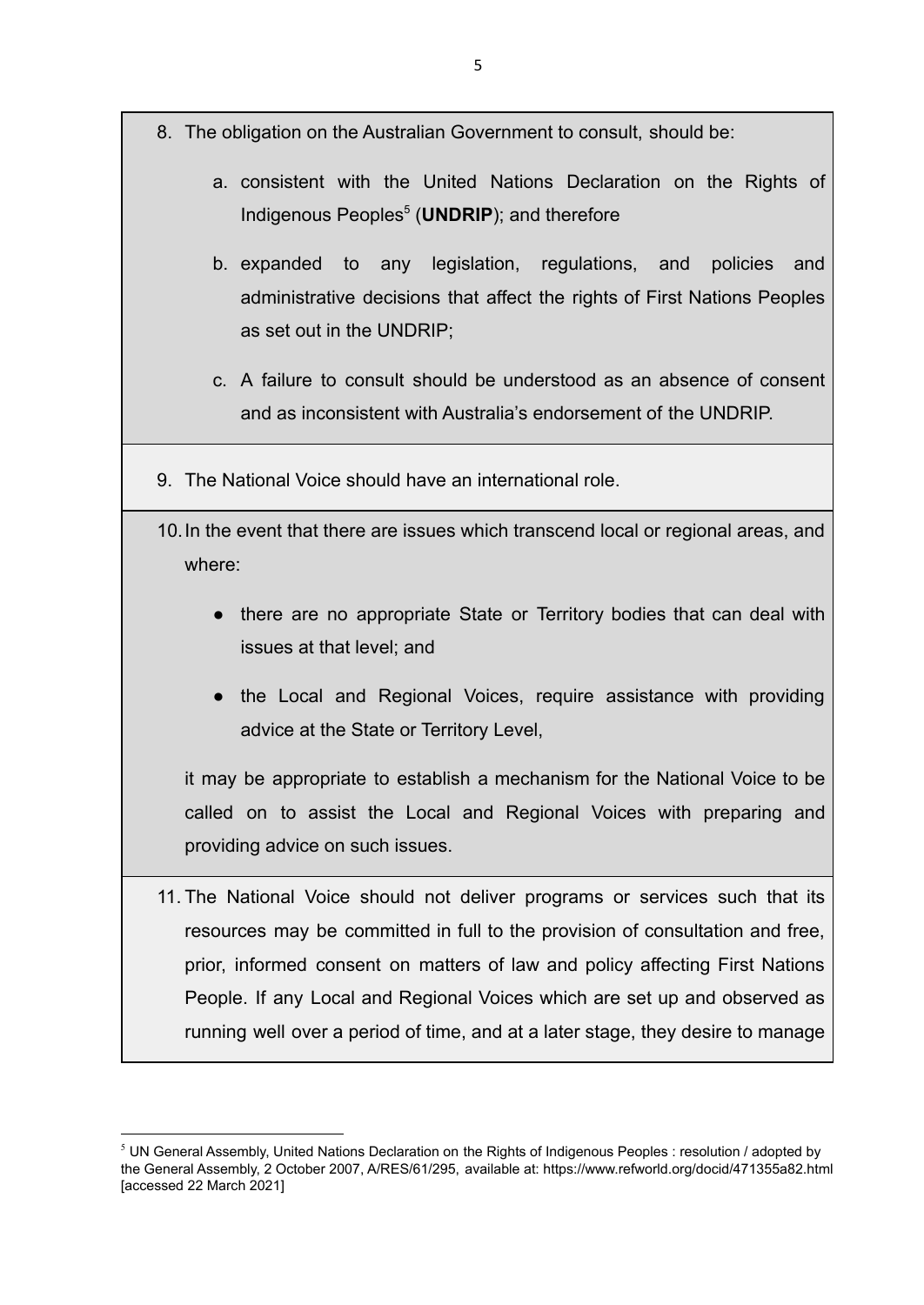8. The obligation on the Australian Government to consult, should be:

    a. consistent with the United Nations Declaration on the Rights of Indigenous Peoples[5] (**UNDRIP**); and therefore

    b. expanded to any legislation, regulations, and policies and administrative decisions that affect the rights of First Nations Peoples as set out in the UNDRIP;

    c. A failure to consult should be understood as an absence of consent and as inconsistent with Australia's endorsement of the UNDRIP.

9. The National Voice should have an international role.

10. In the event that there are issues which transcend local or regional areas, and where:

    - there are no appropriate State or Territory bodies that can deal with issues at that level; and
    - the Local and Regional Voices, require assistance with providing advice at the State or Territory Level,

    it may be appropriate to establish a mechanism for the National Voice to be called on to assist the Local and Regional Voices with preparing and providing advice on such issues.

11. The National Voice should not deliver programs or services such that its resources may be committed in full to the provision of consultation and free, prior, informed consent on matters of law and policy affecting First Nations People. If any Local and Regional Voices which are set up and observed as running well over a period of time, and at a later stage, they desire to manage

---

[5] UN General Assembly, United Nations Declaration on the Rights of Indigenous Peoples : resolution / adopted by the General Assembly, 2 October 2007, A/RES/61/295, available at: https://www.refworld.org/docid/471355a82.html [accessed 22 March 2021]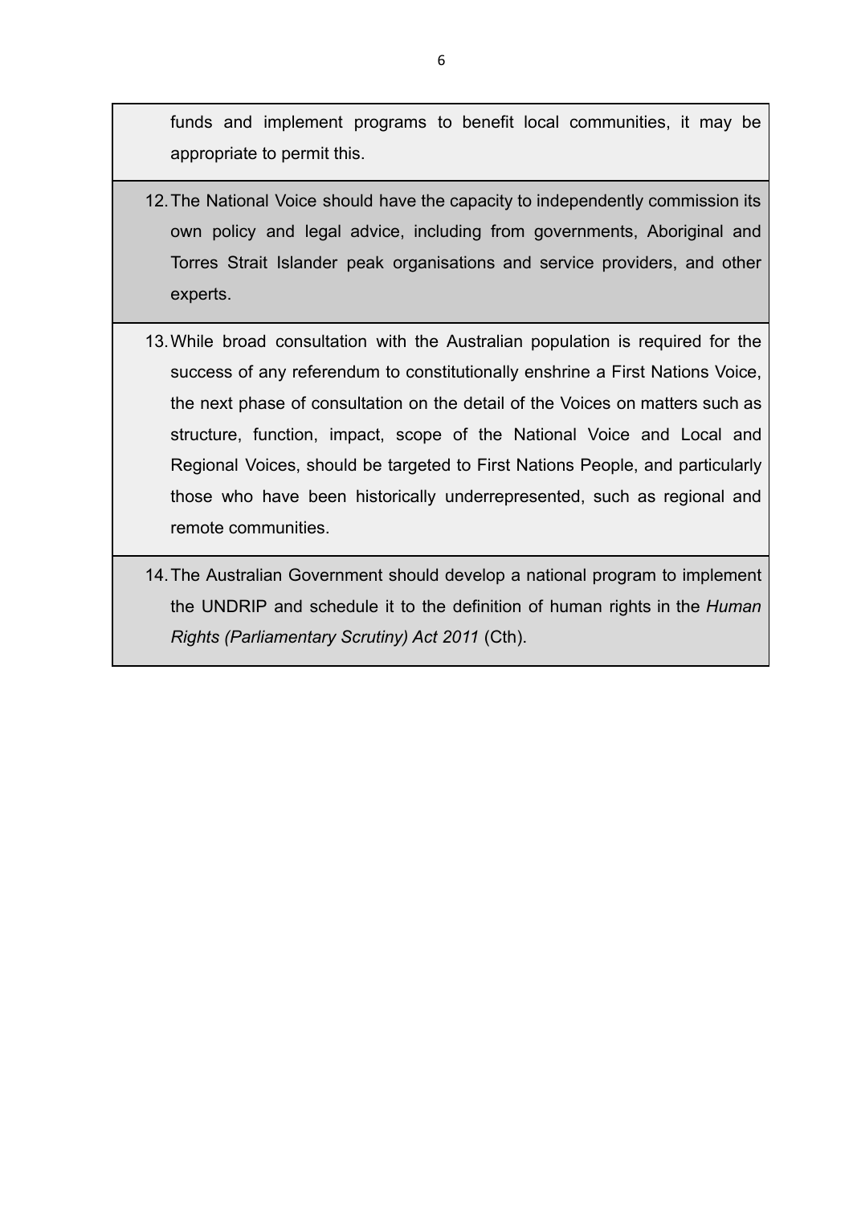funds and implement programs to benefit local communities, it may be appropriate to permit this.

12. The National Voice should have the capacity to independently commission its own policy and legal advice, including from governments, Aboriginal and Torres Strait Islander peak organisations and service providers, and other experts.

13. While broad consultation with the Australian population is required for the success of any referendum to constitutionally enshrine a First Nations Voice, the next phase of consultation on the detail of the Voices on matters such as structure, function, impact, scope of the National Voice and Local and Regional Voices, should be targeted to First Nations People, and particularly those who have been historically underrepresented, such as regional and remote communities.

14. The Australian Government should develop a national program to implement the UNDRIP and schedule it to the definition of human rights in the *Human Rights (Parliamentary Scrutiny) Act 2011* (Cth).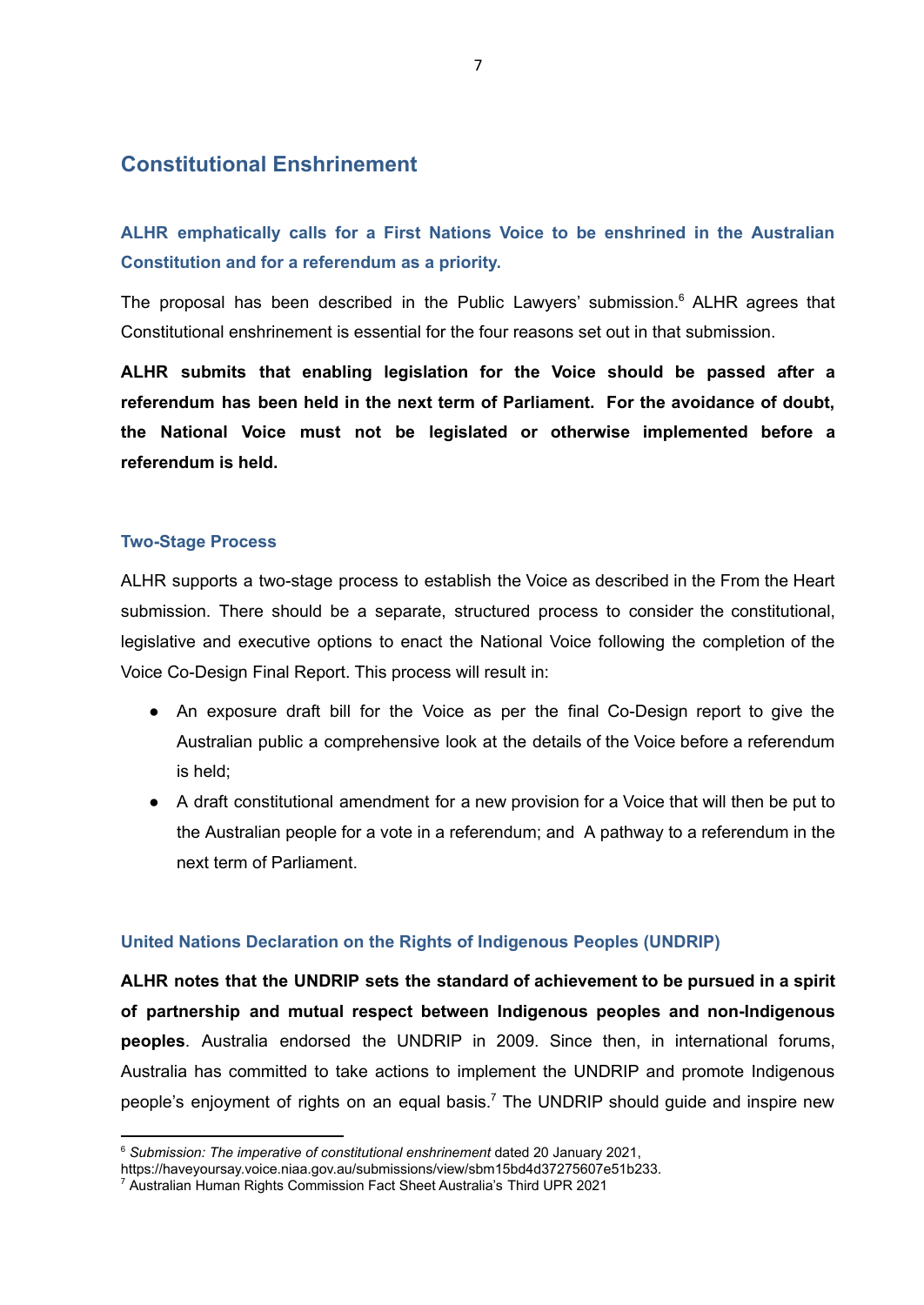## Constitutional Enshrinement

### **ALHR emphatically calls for a First Nations Voice to be enshrined in the Australian Constitution and for a referendum as a priority.**

The proposal has been described in the Public Lawyers' submission.[6] ALHR agrees that Constitutional enshrinement is essential for the four reasons set out in that submission.

**ALHR submits that enabling legislation for the Voice should be passed after a referendum has been held in the next term of Parliament. For the avoidance of doubt, the National Voice must not be legislated or otherwise implemented before a referendum is held.**

### Two-Stage Process

ALHR supports a two-stage process to establish the Voice as described in the From the Heart submission. There should be a separate, structured process to consider the constitutional, legislative and executive options to enact the National Voice following the completion of the Voice Co-Design Final Report. This process will result in:

- An exposure draft bill for the Voice as per the final Co-Design report to give the Australian public a comprehensive look at the details of the Voice before a referendum is held;
- A draft constitutional amendment for a new provision for a Voice that will then be put to the Australian people for a vote in a referendum; and A pathway to a referendum in the next term of Parliament.

### United Nations Declaration on the Rights of Indigenous Peoples (UNDRIP)

**ALHR notes that the UNDRIP sets the standard of achievement to be pursued in a spirit of partnership and mutual respect between Indigenous peoples and non-Indigenous peoples**. Australia endorsed the UNDRIP in 2009. Since then, in international forums, Australia has committed to take actions to implement the UNDRIP and promote Indigenous people's enjoyment of rights on an equal basis.[7] The UNDRIP should guide and inspire new

---

[6] *Submission: The imperative of constitutional enshrinement* dated 20 January 2021, https://haveyoursay.voice.niaa.gov.au/submissions/view/sbm15bd4d37275607e51b233.

[7] Australian Human Rights Commission Fact Sheet Australia's Third UPR 2021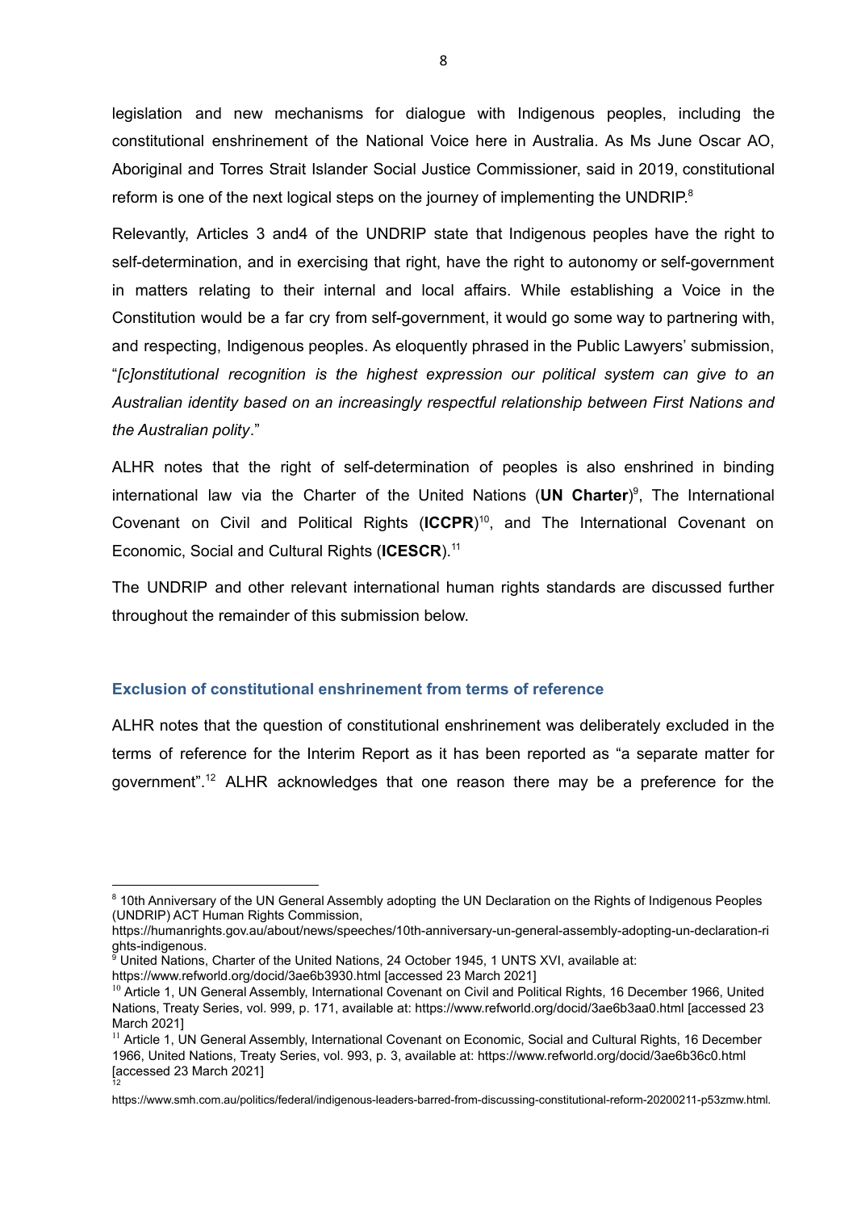legislation and new mechanisms for dialogue with Indigenous peoples, including the constitutional enshrinement of the National Voice here in Australia. As Ms June Oscar AO, Aboriginal and Torres Strait Islander Social Justice Commissioner, said in 2019, constitutional reform is one of the next logical steps on the journey of implementing the UNDRIP.[8]

Relevantly, Articles 3 and4 of the UNDRIP state that Indigenous peoples have the right to self-determination, and in exercising that right, have the right to autonomy or self-government in matters relating to their internal and local affairs. While establishing a Voice in the Constitution would be a far cry from self-government, it would go some way to partnering with, and respecting, Indigenous peoples. As eloquently phrased in the Public Lawyers' submission, "*[c]onstitutional recognition is the highest expression our political system can give to an Australian identity based on an increasingly respectful relationship between First Nations and the Australian polity*."

ALHR notes that the right of self-determination of peoples is also enshrined in binding international law via the Charter of the United Nations (**UN Charter**)[9], The International Covenant on Civil and Political Rights (**ICCPR**)[10], and The International Covenant on Economic, Social and Cultural Rights (**ICESCR**).[11]

The UNDRIP and other relevant international human rights standards are discussed further throughout the remainder of this submission below.

### Exclusion of constitutional enshrinement from terms of reference

ALHR notes that the question of constitutional enshrinement was deliberately excluded in the terms of reference for the Interim Report as it has been reported as "a separate matter for government".[12] ALHR acknowledges that one reason there may be a preference for the

---

[8] 10th Anniversary of the UN General Assembly adopting the UN Declaration on the Rights of Indigenous Peoples (UNDRIP) ACT Human Rights Commission, https://humanrights.gov.au/about/news/speeches/10th-anniversary-un-general-assembly-adopting-un-declaration-rights-indigenous.

[9] United Nations, Charter of the United Nations, 24 October 1945, 1 UNTS XVI, available at: https://www.refworld.org/docid/3ae6b3930.html [accessed 23 March 2021]

[10] Article 1, UN General Assembly, International Covenant on Civil and Political Rights, 16 December 1966, United Nations, Treaty Series, vol. 999, p. 171, available at: https://www.refworld.org/docid/3ae6b3aa0.html [accessed 23 March 2021]

[11] Article 1, UN General Assembly, International Covenant on Economic, Social and Cultural Rights, 16 December 1966, United Nations, Treaty Series, vol. 993, p. 3, available at: https://www.refworld.org/docid/3ae6b36c0.html [accessed 23 March 2021]

[12] https://www.smh.com.au/politics/federal/indigenous-leaders-barred-from-discussing-constitutional-reform-20200211-p53zmw.html.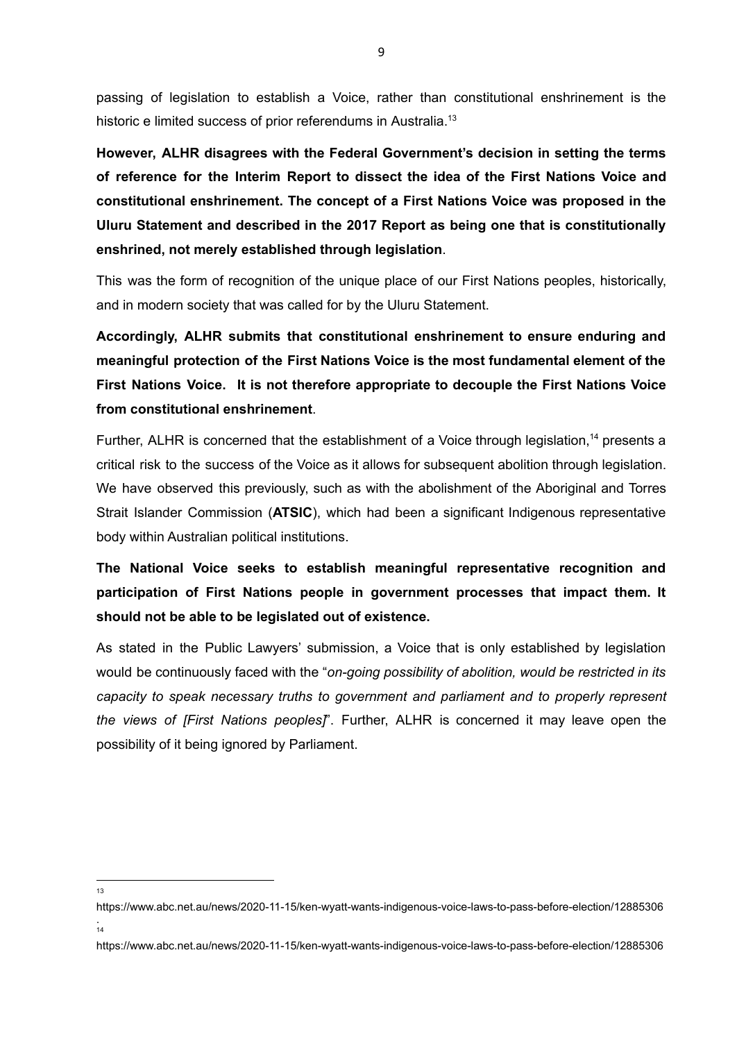passing of legislation to establish a Voice, rather than constitutional enshrinement is the historic e limited success of prior referendums in Australia.[13]

**However, ALHR disagrees with the Federal Government's decision in setting the terms of reference for the Interim Report to dissect the idea of the First Nations Voice and constitutional enshrinement. The concept of a First Nations Voice was proposed in the Uluru Statement and described in the 2017 Report as being one that is constitutionally enshrined, not merely established through legislation**.

This was the form of recognition of the unique place of our First Nations peoples, historically, and in modern society that was called for by the Uluru Statement.

**Accordingly, ALHR submits that constitutional enshrinement to ensure enduring and meaningful protection of the First Nations Voice is the most fundamental element of the First Nations Voice. It is not therefore appropriate to decouple the First Nations Voice from constitutional enshrinement**.

Further, ALHR is concerned that the establishment of a Voice through legislation,[14] presents a critical risk to the success of the Voice as it allows for subsequent abolition through legislation. We have observed this previously, such as with the abolishment of the Aboriginal and Torres Strait Islander Commission (**ATSIC**), which had been a significant Indigenous representative body within Australian political institutions.

**The National Voice seeks to establish meaningful representative recognition and participation of First Nations people in government processes that impact them. It should not be able to be legislated out of existence.**

As stated in the Public Lawyers' submission, a Voice that is only established by legislation would be continuously faced with the "*on-going possibility of abolition, would be restricted in its capacity to speak necessary truths to government and parliament and to properly represent the views of [First Nations peoples]*". Further, ALHR is concerned it may leave open the possibility of it being ignored by Parliament.

---

[13] https://www.abc.net.au/news/2020-11-15/ken-wyatt-wants-indigenous-voice-laws-to-pass-before-election/12885306.

[14] https://www.abc.net.au/news/2020-11-15/ken-wyatt-wants-indigenous-voice-laws-to-pass-before-election/12885306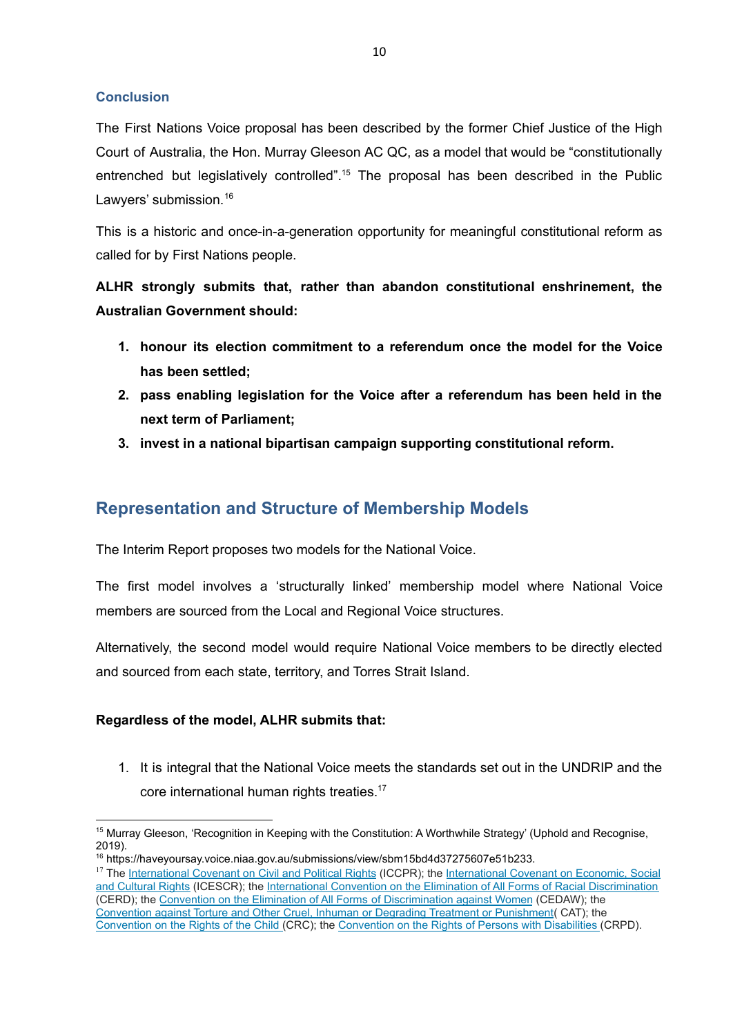### Conclusion

The First Nations Voice proposal has been described by the former Chief Justice of the High Court of Australia, the Hon. Murray Gleeson AC QC, as a model that would be "constitutionally entrenched but legislatively controlled".[15] The proposal has been described in the Public Lawyers' submission.[16]

This is a historic and once-in-a-generation opportunity for meaningful constitutional reform as called for by First Nations people.

**ALHR strongly submits that, rather than abandon constitutional enshrinement, the Australian Government should:**

1. **honour its election commitment to a referendum once the model for the Voice has been settled;**
2. **pass enabling legislation for the Voice after a referendum has been held in the next term of Parliament;**
3. **invest in a national bipartisan campaign supporting constitutional reform.**

## Representation and Structure of Membership Models

The Interim Report proposes two models for the National Voice.

The first model involves a 'structurally linked' membership model where National Voice members are sourced from the Local and Regional Voice structures.

Alternatively, the second model would require National Voice members to be directly elected and sourced from each state, territory, and Torres Strait Island.

**Regardless of the model, ALHR submits that:**

1. It is integral that the National Voice meets the standards set out in the UNDRIP and the core international human rights treaties.[17]

---

[15] Murray Gleeson, 'Recognition in Keeping with the Constitution: A Worthwhile Strategy' (Uphold and Recognise, 2019).

[16] https://haveyoursay.voice.niaa.gov.au/submissions/view/sbm15bd4d37275607e51b233.

[17] The International Covenant on Civil and Political Rights (ICCPR); the International Covenant on Economic, Social and Cultural Rights (ICESCR); the International Convention on the Elimination of All Forms of Racial Discrimination (CERD); the Convention on the Elimination of All Forms of Discrimination against Women (CEDAW); the Convention against Torture and Other Cruel, Inhuman or Degrading Treatment or Punishment( CAT); the Convention on the Rights of the Child (CRC); the Convention on the Rights of Persons with Disabilities (CRPD).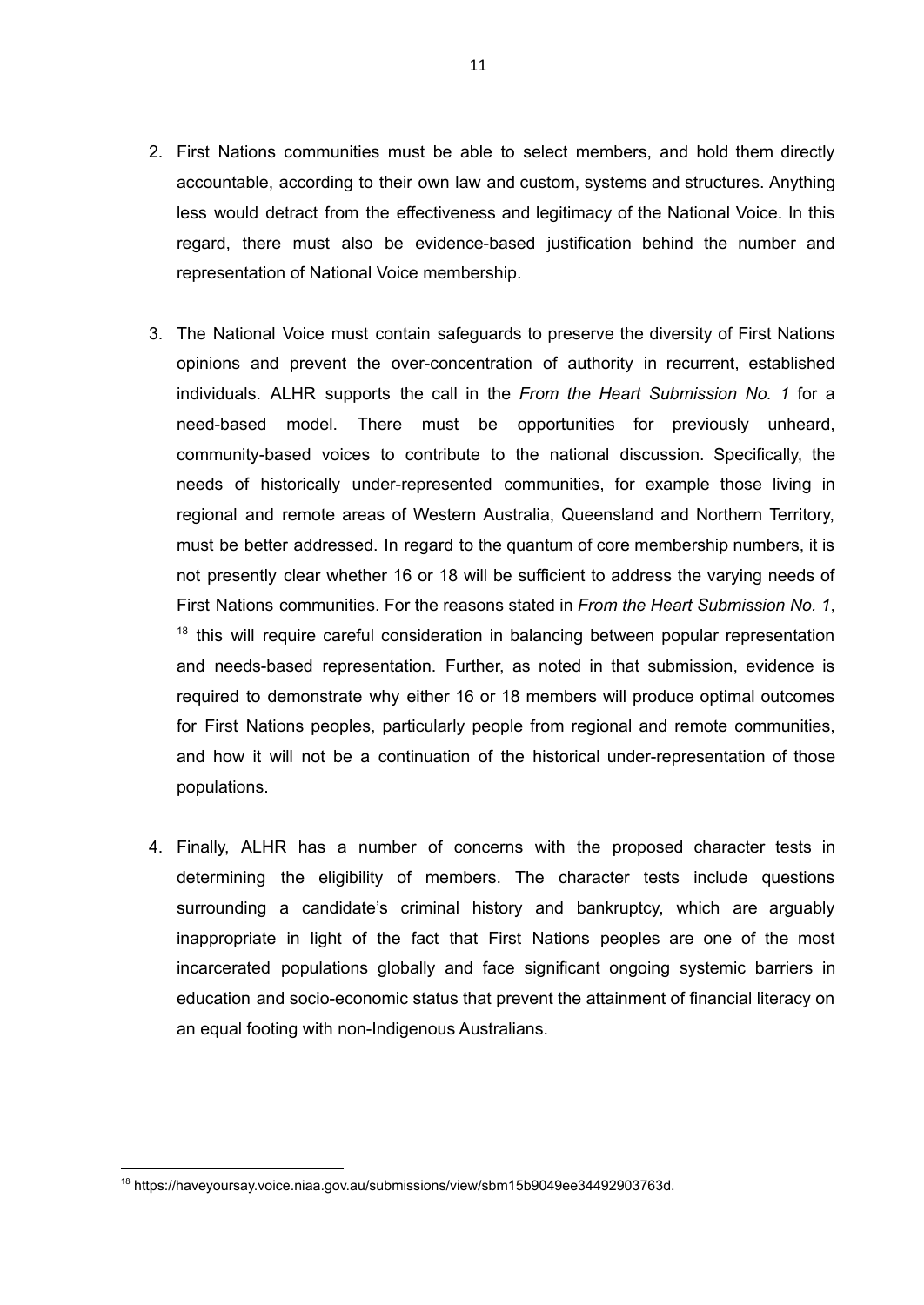2. First Nations communities must be able to select members, and hold them directly accountable, according to their own law and custom, systems and structures. Anything less would detract from the effectiveness and legitimacy of the National Voice. In this regard, there must also be evidence-based justification behind the number and representation of National Voice membership.

3. The National Voice must contain safeguards to preserve the diversity of First Nations opinions and prevent the over-concentration of authority in recurrent, established individuals. ALHR supports the call in the *From the Heart Submission No. 1* for a need-based model. There must be opportunities for previously unheard, community-based voices to contribute to the national discussion. Specifically, the needs of historically under-represented communities, for example those living in regional and remote areas of Western Australia, Queensland and Northern Territory, must be better addressed. In regard to the quantum of core membership numbers, it is not presently clear whether 16 or 18 will be sufficient to address the varying needs of First Nations communities. For the reasons stated in *From the Heart Submission No. 1*,[18] this will require careful consideration in balancing between popular representation and needs-based representation. Further, as noted in that submission, evidence is required to demonstrate why either 16 or 18 members will produce optimal outcomes for First Nations peoples, particularly people from regional and remote communities, and how it will not be a continuation of the historical under-representation of those populations.

4. Finally, ALHR has a number of concerns with the proposed character tests in determining the eligibility of members. The character tests include questions surrounding a candidate's criminal history and bankruptcy, which are arguably inappropriate in light of the fact that First Nations peoples are one of the most incarcerated populations globally and face significant ongoing systemic barriers in education and socio-economic status that prevent the attainment of financial literacy on an equal footing with non-Indigenous Australians.

[18] https://haveyoursay.voice.niaa.gov.au/submissions/view/sbm15b9049ee34492903763d.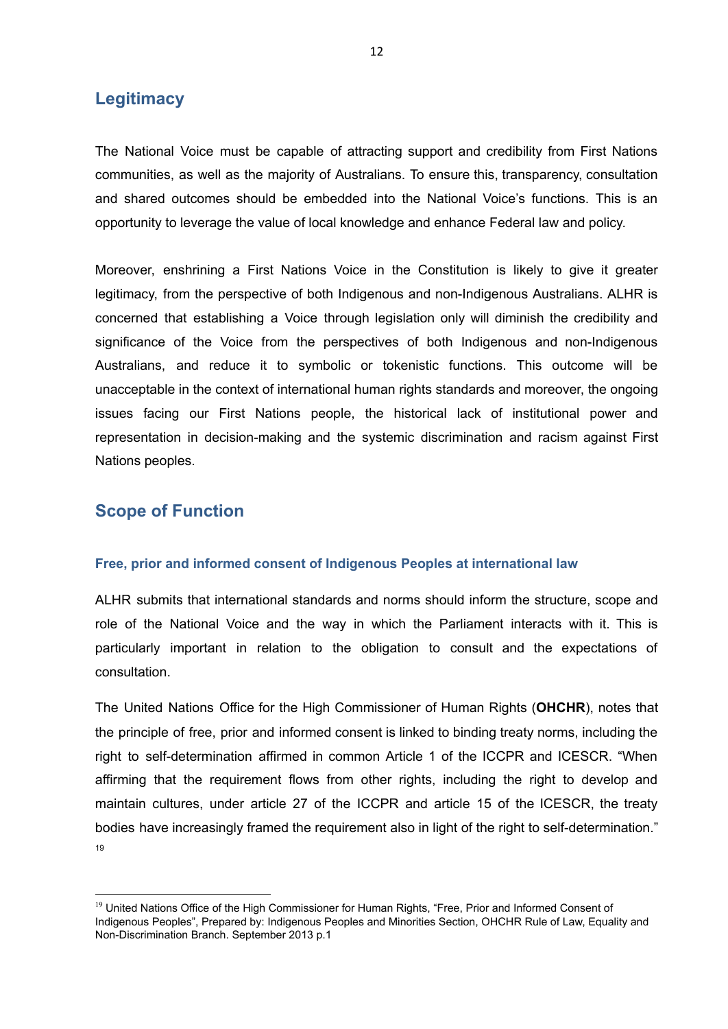## Legitimacy

The National Voice must be capable of attracting support and credibility from First Nations communities, as well as the majority of Australians. To ensure this, transparency, consultation and shared outcomes should be embedded into the National Voice's functions. This is an opportunity to leverage the value of local knowledge and enhance Federal law and policy.

Moreover, enshrining a First Nations Voice in the Constitution is likely to give it greater legitimacy, from the perspective of both Indigenous and non-Indigenous Australians. ALHR is concerned that establishing a Voice through legislation only will diminish the credibility and significance of the Voice from the perspectives of both Indigenous and non-Indigenous Australians, and reduce it to symbolic or tokenistic functions. This outcome will be unacceptable in the context of international human rights standards and moreover, the ongoing issues facing our First Nations people, the historical lack of institutional power and representation in decision-making and the systemic discrimination and racism against First Nations peoples.

## Scope of Function

### Free, prior and informed consent of Indigenous Peoples at international law

ALHR submits that international standards and norms should inform the structure, scope and role of the National Voice and the way in which the Parliament interacts with it. This is particularly important in relation to the obligation to consult and the expectations of consultation.

The United Nations Office for the High Commissioner of Human Rights (**OHCHR**), notes that the principle of free, prior and informed consent is linked to binding treaty norms, including the right to self-determination affirmed in common Article 1 of the ICCPR and ICESCR. "When affirming that the requirement flows from other rights, including the right to develop and maintain cultures, under article 27 of the ICCPR and article 15 of the ICESCR, the treaty bodies have increasingly framed the requirement also in light of the right to self-determination." [19]

[19] United Nations Office of the High Commissioner for Human Rights, "Free, Prior and Informed Consent of Indigenous Peoples", Prepared by: Indigenous Peoples and Minorities Section, OHCHR Rule of Law, Equality and Non-Discrimination Branch. September 2013 p.1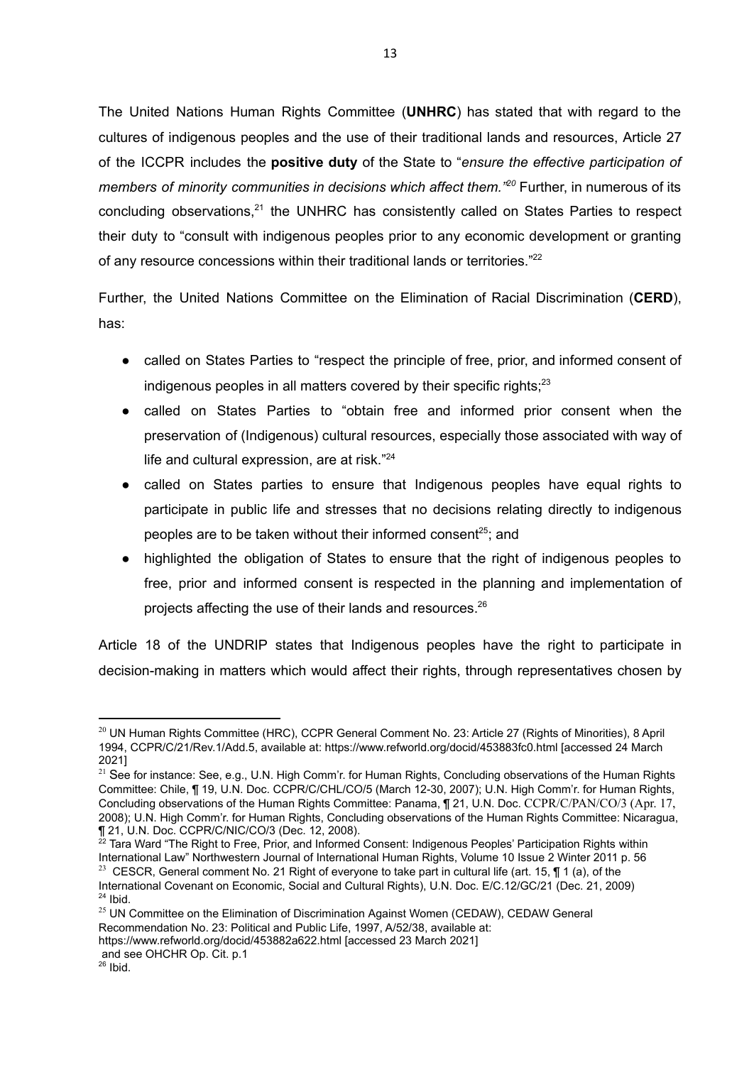The United Nations Human Rights Committee (**UNHRC**) has stated that with regard to the cultures of indigenous peoples and the use of their traditional lands and resources, Article 27 of the ICCPR includes the **positive duty** of the State to "*ensure the effective participation of members of minority communities in decisions which affect them.*"[20] Further, in numerous of its concluding observations,[21] the UNHRC has consistently called on States Parties to respect their duty to "consult with indigenous peoples prior to any economic development or granting of any resource concessions within their traditional lands or territories."[22]

Further, the United Nations Committee on the Elimination of Racial Discrimination (**CERD**), has:

- called on States Parties to "respect the principle of free, prior, and informed consent of indigenous peoples in all matters covered by their specific rights;[23]
- called on States Parties to "obtain free and informed prior consent when the preservation of (Indigenous) cultural resources, especially those associated with way of life and cultural expression, are at risk."[24]
- called on States parties to ensure that Indigenous peoples have equal rights to participate in public life and stresses that no decisions relating directly to indigenous peoples are to be taken without their informed consent[25]; and
- highlighted the obligation of States to ensure that the right of indigenous peoples to free, prior and informed consent is respected in the planning and implementation of projects affecting the use of their lands and resources.[26]

Article 18 of the UNDRIP states that Indigenous peoples have the right to participate in decision-making in matters which would affect their rights, through representatives chosen by

---

[20] UN Human Rights Committee (HRC), CCPR General Comment No. 23: Article 27 (Rights of Minorities), 8 April 1994, CCPR/C/21/Rev.1/Add.5, available at: https://www.refworld.org/docid/453883fc0.html [accessed 24 March 2021]

[21] See for instance: See, e.g., U.N. High Comm'r. for Human Rights, Concluding observations of the Human Rights Committee: Chile, ¶ 19, U.N. Doc. CCPR/C/CHL/CO/5 (March 12-30, 2007); U.N. High Comm'r. for Human Rights, Concluding observations of the Human Rights Committee: Panama, ¶ 21, U.N. Doc. CCPR/C/PAN/CO/3 (Apr. 17, 2008); U.N. High Comm'r. for Human Rights, Concluding observations of the Human Rights Committee: Nicaragua, ¶ 21, U.N. Doc. CCPR/C/NIC/CO/3 (Dec. 12, 2008).

[22] Tara Ward "The Right to Free, Prior, and Informed Consent: Indigenous Peoples' Participation Rights within International Law" Northwestern Journal of International Human Rights, Volume 10 Issue 2 Winter 2011 p. 56

[23] CESCR, General comment No. 21 Right of everyone to take part in cultural life (art. 15, ¶ 1 (a), of the International Covenant on Economic, Social and Cultural Rights), U.N. Doc. E/C.12/GC/21 (Dec. 21, 2009)

[24] Ibid.

[25] UN Committee on the Elimination of Discrimination Against Women (CEDAW), CEDAW General Recommendation No. 23: Political and Public Life, 1997, A/52/38, available at: https://www.refworld.org/docid/453882a622.html [accessed 23 March 2021]
and see OHCHR Op. Cit. p.1

[26] Ibid.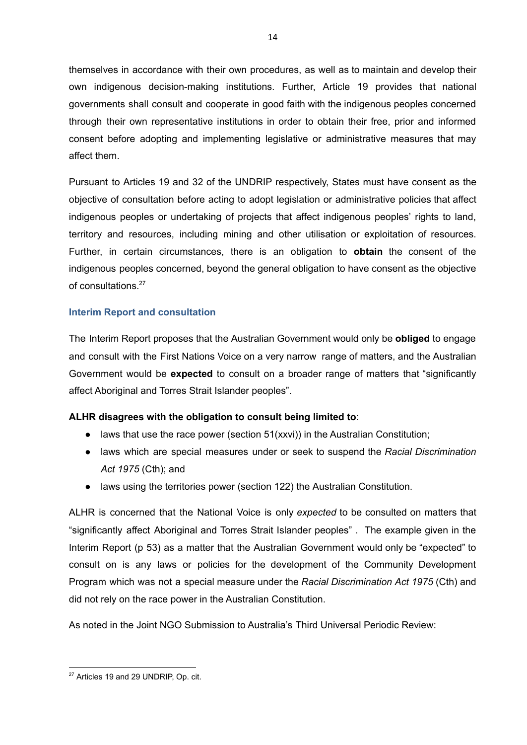themselves in accordance with their own procedures, as well as to maintain and develop their own indigenous decision-making institutions. Further, Article 19 provides that national governments shall consult and cooperate in good faith with the indigenous peoples concerned through their own representative institutions in order to obtain their free, prior and informed consent before adopting and implementing legislative or administrative measures that may affect them.

Pursuant to Articles 19 and 32 of the UNDRIP respectively, States must have consent as the objective of consultation before acting to adopt legislation or administrative policies that affect indigenous peoples or undertaking of projects that affect indigenous peoples' rights to land, territory and resources, including mining and other utilisation or exploitation of resources. Further, in certain circumstances, there is an obligation to **obtain** the consent of the indigenous peoples concerned, beyond the general obligation to have consent as the objective of consultations.[27]

### Interim Report and consultation

The Interim Report proposes that the Australian Government would only be **obliged** to engage and consult with the First Nations Voice on a very narrow range of matters, and the Australian Government would be **expected** to consult on a broader range of matters that "significantly affect Aboriginal and Torres Strait Islander peoples".

**ALHR disagrees with the obligation to consult being limited to**:

- laws that use the race power (section 51(xxvi)) in the Australian Constitution;
- laws which are special measures under or seek to suspend the *Racial Discrimination Act 1975* (Cth); and
- laws using the territories power (section 122) the Australian Constitution.

ALHR is concerned that the National Voice is only *expected* to be consulted on matters that "significantly affect Aboriginal and Torres Strait Islander peoples" . The example given in the Interim Report (p 53) as a matter that the Australian Government would only be "expected" to consult on is any laws or policies for the development of the Community Development Program which was not a special measure under the *Racial Discrimination Act 1975* (Cth) and did not rely on the race power in the Australian Constitution.

As noted in the Joint NGO Submission to Australia's Third Universal Periodic Review:

---

[27] Articles 19 and 29 UNDRIP, Op. cit.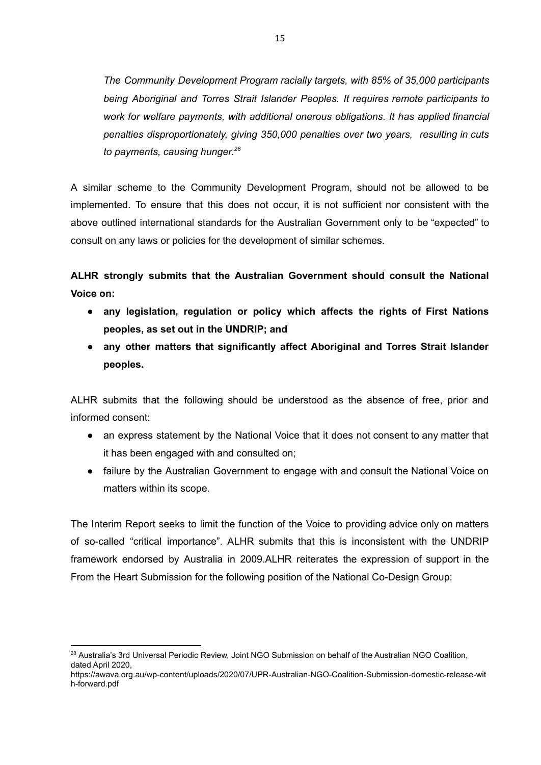*The Community Development Program racially targets, with 85% of 35,000 participants being Aboriginal and Torres Strait Islander Peoples. It requires remote participants to work for welfare payments, with additional onerous obligations. It has applied financial penalties disproportionately, giving 350,000 penalties over two years, resulting in cuts to payments, causing hunger.*[28]

A similar scheme to the Community Development Program, should not be allowed to be implemented. To ensure that this does not occur, it is not sufficient nor consistent with the above outlined international standards for the Australian Government only to be "expected" to consult on any laws or policies for the development of similar schemes.

**ALHR strongly submits that the Australian Government should consult the National Voice on:**

- **any legislation, regulation or policy which affects the rights of First Nations peoples, as set out in the UNDRIP; and**
- **any other matters that significantly affect Aboriginal and Torres Strait Islander peoples.**

ALHR submits that the following should be understood as the absence of free, prior and informed consent:

- an express statement by the National Voice that it does not consent to any matter that it has been engaged with and consulted on;
- failure by the Australian Government to engage with and consult the National Voice on matters within its scope.

The Interim Report seeks to limit the function of the Voice to providing advice only on matters of so-called "critical importance". ALHR submits that this is inconsistent with the UNDRIP framework endorsed by Australia in 2009.ALHR reiterates the expression of support in the From the Heart Submission for the following position of the National Co-Design Group:

---

[28] Australia's 3rd Universal Periodic Review, Joint NGO Submission on behalf of the Australian NGO Coalition, dated April 2020, https://awava.org.au/wp-content/uploads/2020/07/UPR-Australian-NGO-Coalition-Submission-domestic-release-with-forward.pdf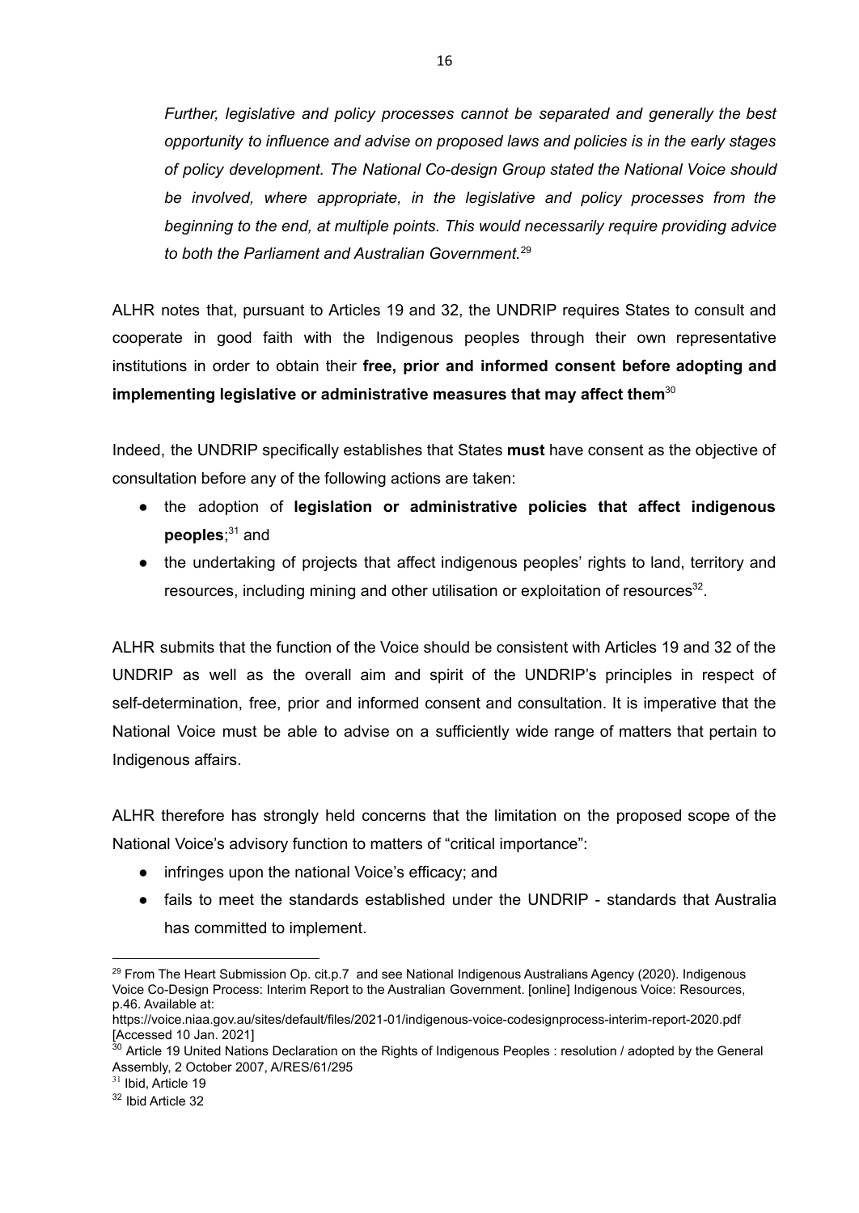*Further, legislative and policy processes cannot be separated and generally the best opportunity to influence and advise on proposed laws and policies is in the early stages of policy development. The National Co-design Group stated the National Voice should be involved, where appropriate, in the legislative and policy processes from the beginning to the end, at multiple points. This would necessarily require providing advice to both the Parliament and Australian Government.*[29]

ALHR notes that, pursuant to Articles 19 and 32, the UNDRIP requires States to consult and cooperate in good faith with the Indigenous peoples through their own representative institutions in order to obtain their **free, prior and informed consent before adopting and implementing legislative or administrative measures that may affect them**[30]

Indeed, the UNDRIP specifically establishes that States **must** have consent as the objective of consultation before any of the following actions are taken:

- the adoption of **legislation or administrative policies that affect indigenous peoples**;[31] and
- the undertaking of projects that affect indigenous peoples' rights to land, territory and resources, including mining and other utilisation or exploitation of resources[32].

ALHR submits that the function of the Voice should be consistent with Articles 19 and 32 of the UNDRIP as well as the overall aim and spirit of the UNDRIP's principles in respect of self-determination, free, prior and informed consent and consultation. It is imperative that the National Voice must be able to advise on a sufficiently wide range of matters that pertain to Indigenous affairs.

ALHR therefore has strongly held concerns that the limitation on the proposed scope of the National Voice's advisory function to matters of "critical importance":

- infringes upon the national Voice's efficacy; and
- fails to meet the standards established under the UNDRIP - standards that Australia has committed to implement.

---

[29] From The Heart Submission Op. cit.p.7 and see National Indigenous Australians Agency (2020). Indigenous Voice Co-Design Process: Interim Report to the Australian Government. [online] Indigenous Voice: Resources, p.46. Available at: https://voice.niaa.gov.au/sites/default/files/2021-01/indigenous-voice-codesignprocess-interim-report-2020.pdf [Accessed 10 Jan. 2021]

[30] Article 19 United Nations Declaration on the Rights of Indigenous Peoples : resolution / adopted by the General Assembly, 2 October 2007, A/RES/61/295

[31] Ibid, Article 19

[32] Ibid Article 32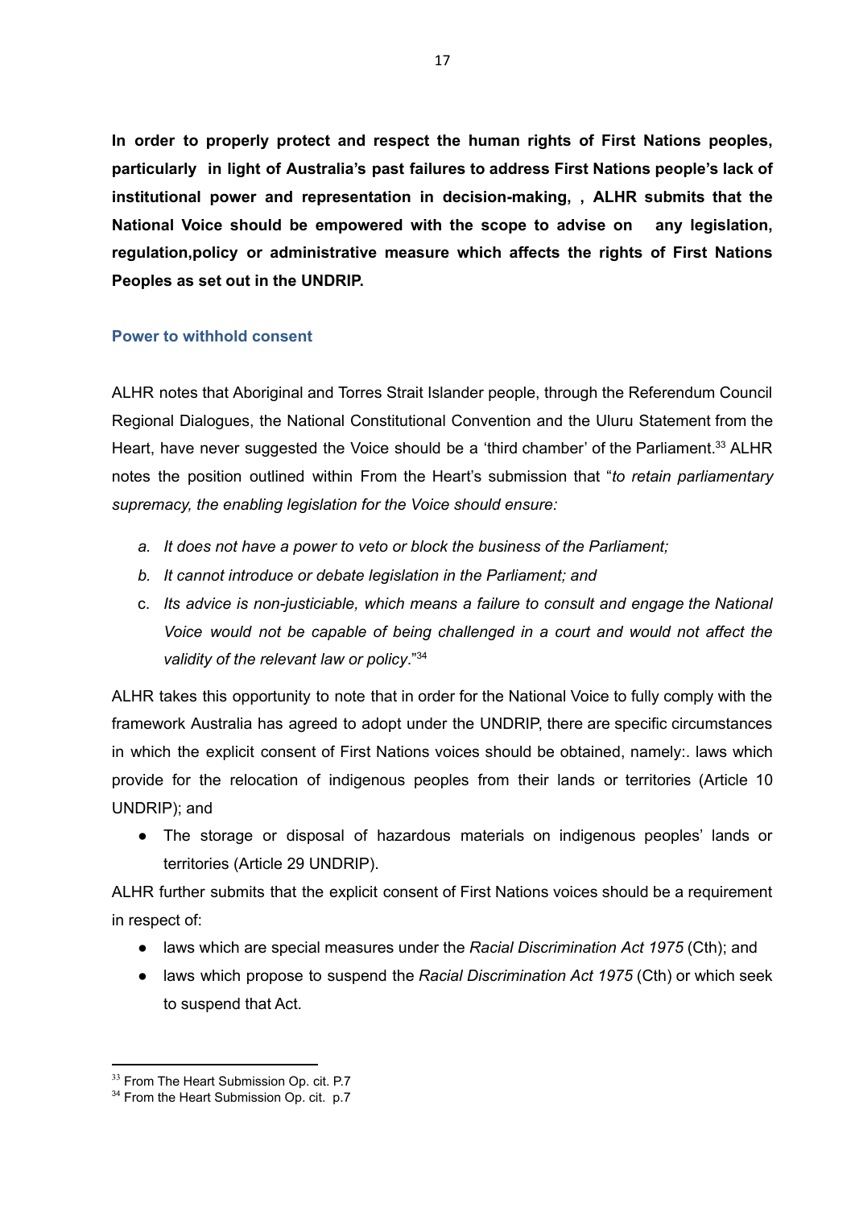**In order to properly protect and respect the human rights of First Nations peoples, particularly in light of Australia's past failures to address First Nations people's lack of institutional power and representation in decision-making, , ALHR submits that the National Voice should be empowered with the scope to advise on any legislation, regulation,policy or administrative measure which affects the rights of First Nations Peoples as set out in the UNDRIP.**

### Power to withhold consent

ALHR notes that Aboriginal and Torres Strait Islander people, through the Referendum Council Regional Dialogues, the National Constitutional Convention and the Uluru Statement from the Heart, have never suggested the Voice should be a 'third chamber' of the Parliament.[33] ALHR notes the position outlined within From the Heart's submission that "*to retain parliamentary supremacy, the enabling legislation for the Voice should ensure:*

- *a. It does not have a power to veto or block the business of the Parliament;*
- *b. It cannot introduce or debate legislation in the Parliament; and*
- c. *Its advice is non-justiciable, which means a failure to consult and engage the National Voice would not be capable of being challenged in a court and would not affect the validity of the relevant law or policy*."[34]

ALHR takes this opportunity to note that in order for the National Voice to fully comply with the framework Australia has agreed to adopt under the UNDRIP, there are specific circumstances in which the explicit consent of First Nations voices should be obtained, namely:. laws which provide for the relocation of indigenous peoples from their lands or territories (Article 10 UNDRIP); and

- The storage or disposal of hazardous materials on indigenous peoples' lands or territories (Article 29 UNDRIP).

ALHR further submits that the explicit consent of First Nations voices should be a requirement in respect of:

- laws which are special measures under the *Racial Discrimination Act 1975* (Cth); and
- laws which propose to suspend the *Racial Discrimination Act 1975* (Cth) or which seek to suspend that Act.

---

[33] From The Heart Submission Op. cit. P.7

[34] From the Heart Submission Op. cit. p.7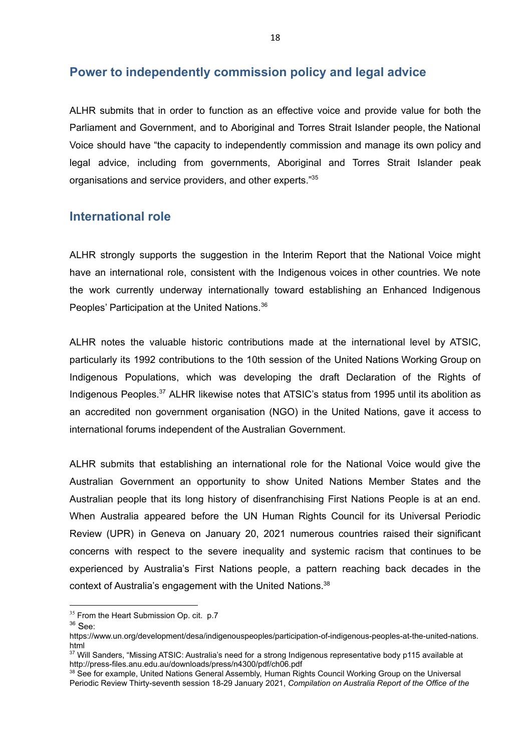## Power to independently commission policy and legal advice

ALHR submits that in order to function as an effective voice and provide value for both the Parliament and Government, and to Aboriginal and Torres Strait Islander people, the National Voice should have "the capacity to independently commission and manage its own policy and legal advice, including from governments, Aboriginal and Torres Strait Islander peak organisations and service providers, and other experts."[35]

## International role

ALHR strongly supports the suggestion in the Interim Report that the National Voice might have an international role, consistent with the Indigenous voices in other countries. We note the work currently underway internationally toward establishing an Enhanced Indigenous Peoples' Participation at the United Nations.[36]

ALHR notes the valuable historic contributions made at the international level by ATSIC, particularly its 1992 contributions to the 10th session of the United Nations Working Group on Indigenous Populations, which was developing the draft Declaration of the Rights of Indigenous Peoples.[37] ALHR likewise notes that ATSIC's status from 1995 until its abolition as an accredited non government organisation (NGO) in the United Nations, gave it access to international forums independent of the Australian Government.

ALHR submits that establishing an international role for the National Voice would give the Australian Government an opportunity to show United Nations Member States and the Australian people that its long history of disenfranchising First Nations People is at an end. When Australia appeared before the UN Human Rights Council for its Universal Periodic Review (UPR) in Geneva on January 20, 2021 numerous countries raised their significant concerns with respect to the severe inequality and systemic racism that continues to be experienced by Australia's First Nations people, a pattern reaching back decades in the context of Australia's engagement with the United Nations.[38]

---

[35] From the Heart Submission Op. cit. p.7

[36] See: https://www.un.org/development/desa/indigenouspeoples/participation-of-indigenous-peoples-at-the-united-nations.html

[37] Will Sanders, "Missing ATSIC: Australia's need for a strong Indigenous representative body p115 available at http://press-files.anu.edu.au/downloads/press/n4300/pdf/ch06.pdf

[38] See for example, United Nations General Assembly, Human Rights Council Working Group on the Universal Periodic Review Thirty-seventh session 18-29 January 2021, *Compilation on Australia Report of the Office of the*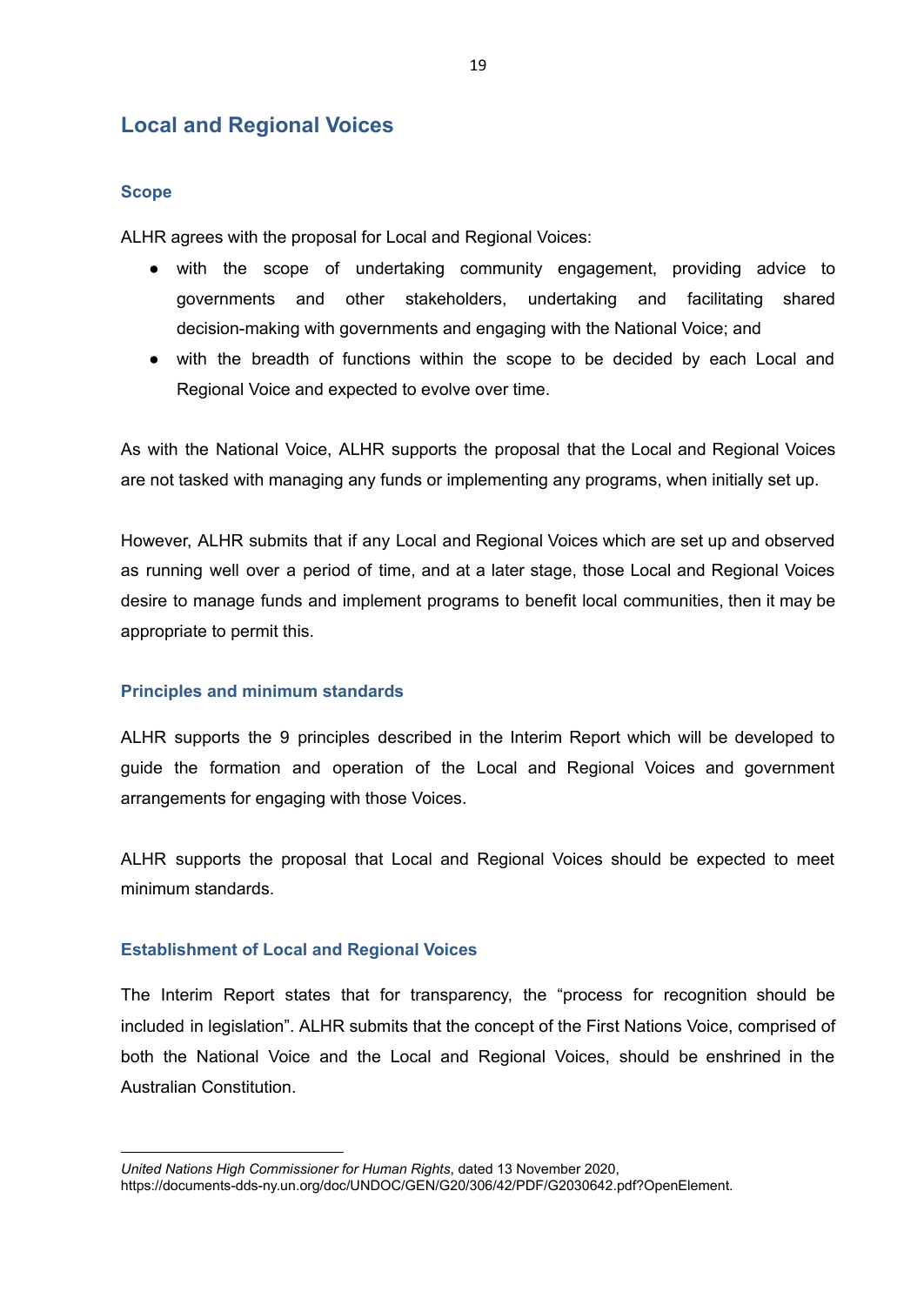## Local and Regional Voices

### Scope

ALHR agrees with the proposal for Local and Regional Voices:

- with the scope of undertaking community engagement, providing advice to governments and other stakeholders, undertaking and facilitating shared decision-making with governments and engaging with the National Voice; and
- with the breadth of functions within the scope to be decided by each Local and Regional Voice and expected to evolve over time.

As with the National Voice, ALHR supports the proposal that the Local and Regional Voices are not tasked with managing any funds or implementing any programs, when initially set up.

However, ALHR submits that if any Local and Regional Voices which are set up and observed as running well over a period of time, and at a later stage, those Local and Regional Voices desire to manage funds and implement programs to benefit local communities, then it may be appropriate to permit this.

### Principles and minimum standards

ALHR supports the 9 principles described in the Interim Report which will be developed to guide the formation and operation of the Local and Regional Voices and government arrangements for engaging with those Voices.

ALHR supports the proposal that Local and Regional Voices should be expected to meet minimum standards.

### Establishment of Local and Regional Voices

The Interim Report states that for transparency, the "process for recognition should be included in legislation". ALHR submits that the concept of the First Nations Voice, comprised of both the National Voice and the Local and Regional Voices, should be enshrined in the Australian Constitution.

---

*United Nations High Commissioner for Human Rights*, dated 13 November 2020, https://documents-dds-ny.un.org/doc/UNDOC/GEN/G20/306/42/PDF/G2030642.pdf?OpenElement.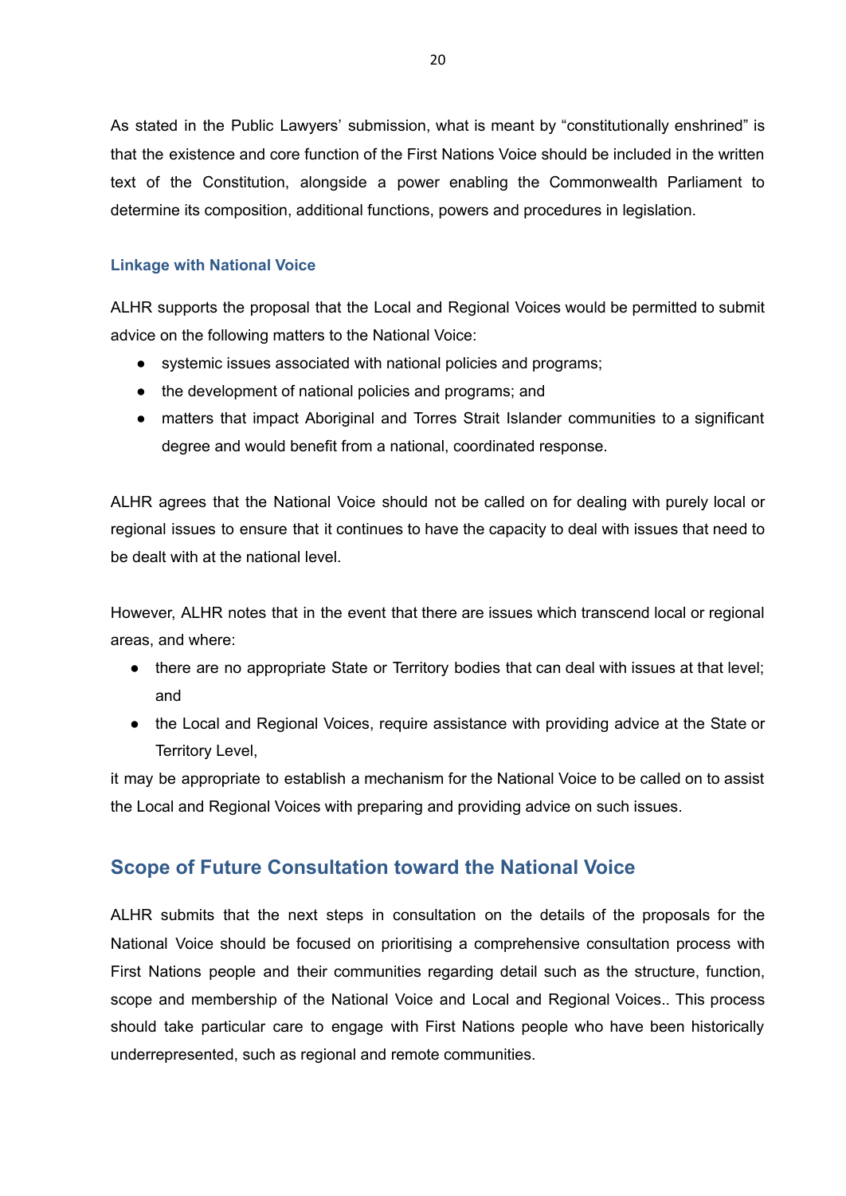As stated in the Public Lawyers' submission, what is meant by "constitutionally enshrined" is that the existence and core function of the First Nations Voice should be included in the written text of the Constitution, alongside a power enabling the Commonwealth Parliament to determine its composition, additional functions, powers and procedures in legislation.

### Linkage with National Voice

ALHR supports the proposal that the Local and Regional Voices would be permitted to submit advice on the following matters to the National Voice:

- systemic issues associated with national policies and programs;
- the development of national policies and programs; and
- matters that impact Aboriginal and Torres Strait Islander communities to a significant degree and would benefit from a national, coordinated response.

ALHR agrees that the National Voice should not be called on for dealing with purely local or regional issues to ensure that it continues to have the capacity to deal with issues that need to be dealt with at the national level.

However, ALHR notes that in the event that there are issues which transcend local or regional areas, and where:

- there are no appropriate State or Territory bodies that can deal with issues at that level; and
- the Local and Regional Voices, require assistance with providing advice at the State or Territory Level,

it may be appropriate to establish a mechanism for the National Voice to be called on to assist the Local and Regional Voices with preparing and providing advice on such issues.

## Scope of Future Consultation toward the National Voice

ALHR submits that the next steps in consultation on the details of the proposals for the National Voice should be focused on prioritising a comprehensive consultation process with First Nations people and their communities regarding detail such as the structure, function, scope and membership of the National Voice and Local and Regional Voices.. This process should take particular care to engage with First Nations people who have been historically underrepresented, such as regional and remote communities.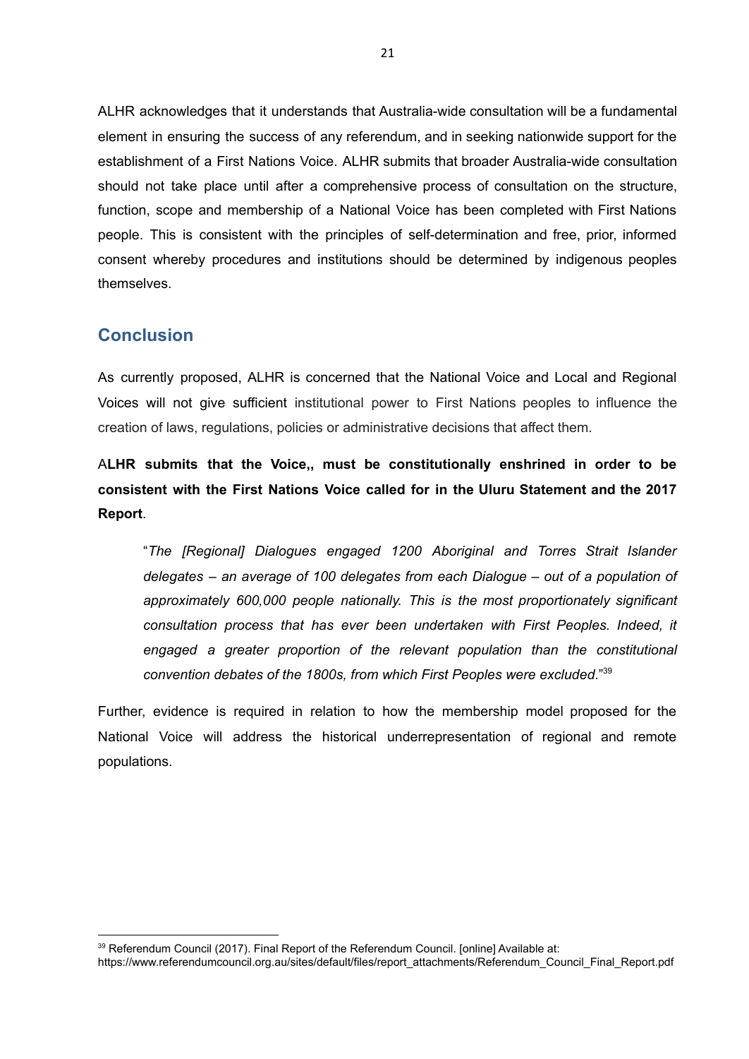ALHR acknowledges that it understands that Australia-wide consultation will be a fundamental element in ensuring the success of any referendum, and in seeking nationwide support for the establishment of a First Nations Voice. ALHR submits that broader Australia-wide consultation should not take place until after a comprehensive process of consultation on the structure, function, scope and membership of a National Voice has been completed with First Nations people. This is consistent with the principles of self-determination and free, prior, informed consent whereby procedures and institutions should be determined by indigenous peoples themselves.

## Conclusion

As currently proposed, ALHR is concerned that the National Voice and Local and Regional Voices will not give sufficient institutional power to First Nations peoples to influence the creation of laws, regulations, policies or administrative decisions that affect them.

A**LHR submits that the Voice,, must be constitutionally enshrined in order to be consistent with the First Nations Voice called for in the Uluru Statement and the 2017 Report**.

> "*The [Regional] Dialogues engaged 1200 Aboriginal and Torres Strait Islander delegates – an average of 100 delegates from each Dialogue – out of a population of approximately 600,000 people nationally. This is the most proportionately significant consultation process that has ever been undertaken with First Peoples. Indeed, it engaged a greater proportion of the relevant population than the constitutional convention debates of the 1800s, from which First Peoples were excluded*."[39]

Further, evidence is required in relation to how the membership model proposed for the National Voice will address the historical underrepresentation of regional and remote populations.

---

[39] Referendum Council (2017). Final Report of the Referendum Council. [online] Available at: https://www.referendumcouncil.org.au/sites/default/files/report_attachments/Referendum_Council_Final_Report.pdf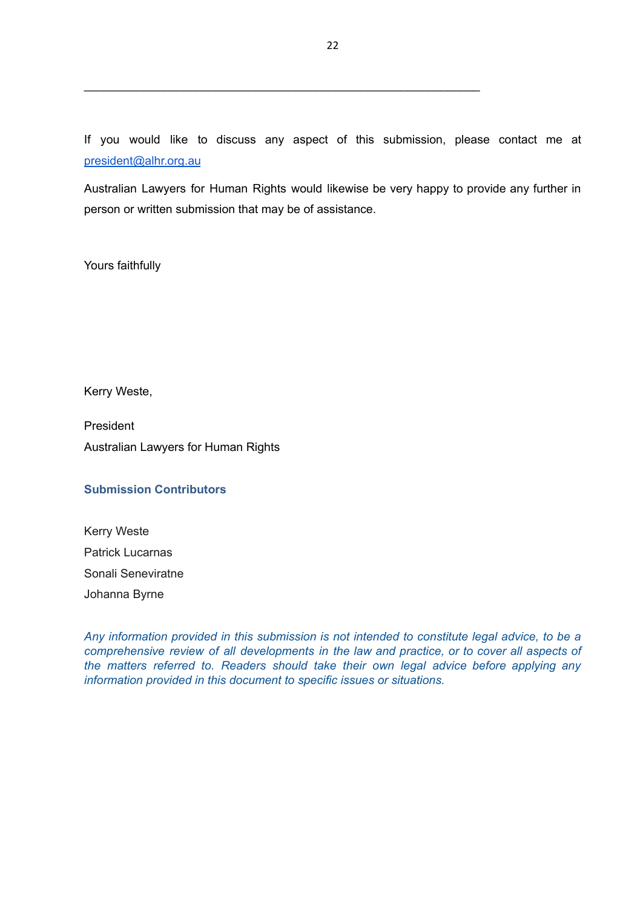_____________________________________________________________

If you would like to discuss any aspect of this submission, please contact me at [president@alhr.org.au](mailto:president@alhr.org.au)

Australian Lawyers for Human Rights would likewise be very happy to provide any further in person or written submission that may be of assistance.

Yours faithfully

Kerry Weste,

President
Australian Lawyers for Human Rights

**Submission Contributors**

Kerry Weste
Patrick Lucarnas
Sonali Seneviratne
Johanna Byrne

*Any information provided in this submission is not intended to constitute legal advice, to be a comprehensive review of all developments in the law and practice, or to cover all aspects of the matters referred to. Readers should take their own legal advice before applying any information provided in this document to specific issues or situations.*